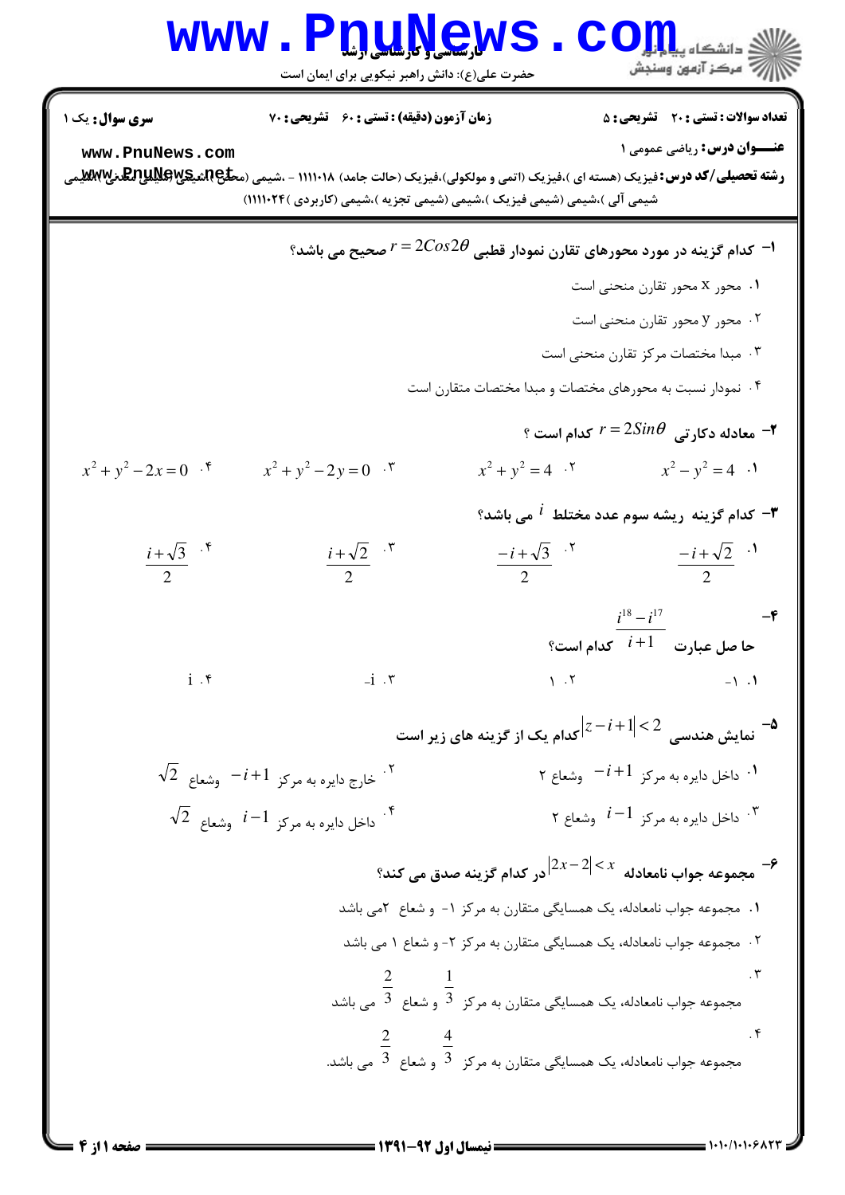**سری سوال:** یک ۱

**زمان آزمون (دقیقه) : تستی : ۶۰ تشریحی : ۷۰**

**تعداد سوالات : تستی : ۲۰ تشریحی : ۵**

**عنـــوان درس:** ریاضی عمومی ۱

**رشته تحصیلی/کد درس:** فیزیک (هسته ای )،فیزیک (اتمی و مولکولی)،فیزیک (حالت جامد) ۱۱۱۱۰۱۸ - ،شیمی (محض )،شیمی (شیمی معدنی )،شیمی آلی )،شیمی (شیمی فیزیک )،شیمی (شیمی تجزیه )،شیمی (کاربردی )۱۱۱۱۰۲۴

۱- کدام گزینه در مورد محورهای تقارن نمودار قطبی $r = 2Cos2\theta$ صحیح می باشد؟

۱. محور x محور تقارن منحنی است

۲. محور y محور تقارن منحنی است

۳. مبدا مختصات مرکز تقارن منحنی است

۴. نمودار نسبت به محورهای مختصات و مبدا مختصات متقارن است

۲- معادله دکارتی $r = 2Sin\theta$ کدام است ؟

۱. $x^2 - y^2 = 4$
۲. $x^2 + y^2 = 4$
۳. $x^2 + y^2 - 2y = 0$
۴. $x^2 + y^2 - 2x = 0$

۳- کدام گزینه ریشه سوم عدد مختلط $i$ می باشد؟

۱. $\frac{-i+\sqrt{2}}{2}$
۲. $\frac{-i+\sqrt{3}}{2}$
۳. $\frac{i+\sqrt{2}}{2}$
۴. $\frac{i+\sqrt{3}}{2}$

۴- حا صل عبارت $\frac{i^{18} - i^{17}}{i+1}$ کدام است؟

۱. ۱-
۲. ۱
۳. i-
۴. i

۵- نمایش هندسی $|z-i+1| < 2$ کدام یک از گزینه های زیر است

۱. داخل دایره به مرکز $-i+1$ وشعاع ۲

۲. خارج دایره به مرکز $-i+1$ وشعاع $\sqrt{2}$

۳. داخل دایره به مرکز $i-1$ وشعاع ۲

۴. داخل دایره به مرکز $i-1$ وشعاع $\sqrt{2}$

۶- مجموعه جواب نامعادله $|2x-2| < x$ در کدام گزینه صدق می کند؟

۱. مجموعه جواب نامعادله، یک همسایگی متقارن به مرکز ۱- و شعاع ۲می باشد

۲. مجموعه جواب نامعادله، یک همسایگی متقارن به مرکز ۲- و شعاع ۱ می باشد

۳. مجموعه جواب نامعادله، یک همسایگی متقارن به مرکز $\frac{1}{3}$ و شعاع $\frac{2}{3}$ می باشد

۴. مجموعه جواب نامعادله، یک همسایگی متقارن به مرکز $\frac{4}{3}$ و شعاع $\frac{2}{3}$ می باشد.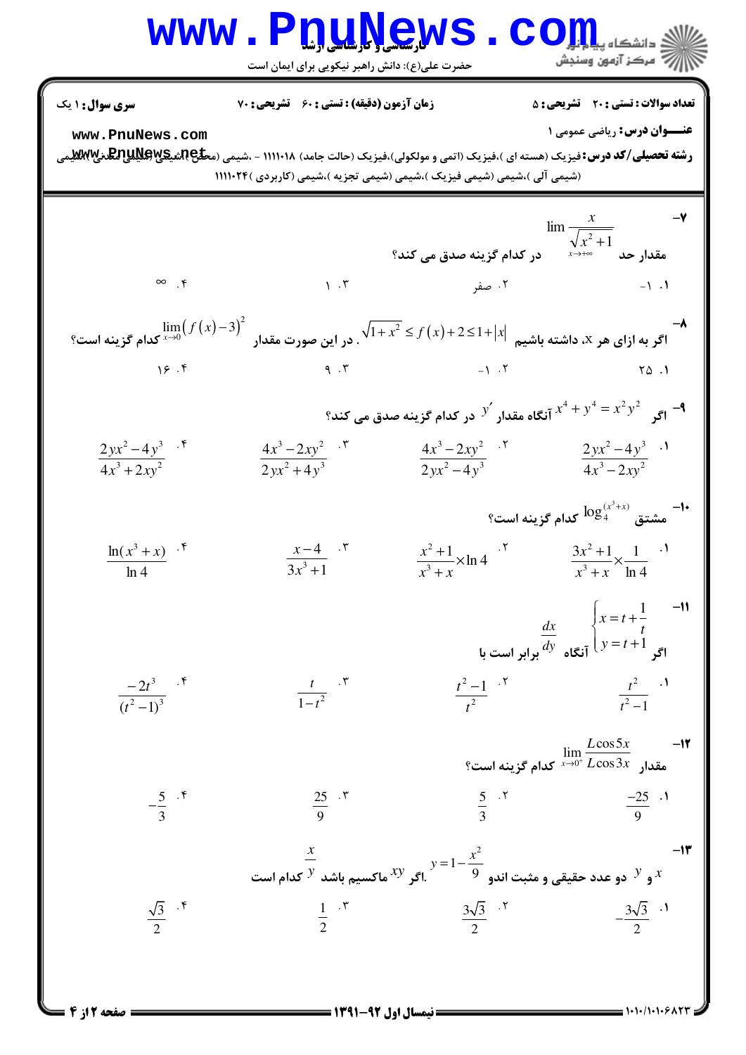**سری سوال:** ۱ یک | **زمان آزمون (دقیقه) : تستی :** ۶۰ **تشریحی :** ۷۰ | **تعداد سوالات : تستی :** ۲۰ **تشریحی :** ۵

**عنـــوان درس:** ریاضی عمومی ۱

**رشته تحصیلی/کد درس:** فیزیک (هسته ای )،فیزیک (اتمی و مولکولی)،فیزیک (حالت جامد) ۱۱۱۱۰۱۸ - ،شیمی (محض )،شیمی (شیمی معدنی)،شیمی (شیمی آلی )،شیمی (شیمی فیزیک )،شیمی (شیمی تجزیه )،شیمی (کاربردی )۱۱۱۱۰۲۴

---

**۷-** مقدار حد $\lim\limits_{x\to+\infty} \dfrac{x}{\sqrt{x^2+1}}$ در کدام گزینه صدق می کند؟

۱. $-1$ &emsp; ۲. صفر &emsp; ۳. $1$ &emsp; ۴. $\infty$

**۸-** اگر به ازای هر x، داشته باشیم $\sqrt{1+x^2} \le f(x)+2 \le 1+|x|$ . در این صورت مقدار $\lim\limits_{x\to0}\left(f(x)-3\right)^2$ کدام گزینه است؟

۱. ۲۵ &emsp; ۲. $-1$ &emsp; ۳. ۹ &emsp; ۴. ۱۶

**۹-** اگر $x^4+y^4=x^2y^2$ آنگاه مقدار $y'$ در کدام گزینه صدق می کند؟

۱. $\dfrac{2yx^2-4y^3}{4x^3-2xy^2}$ &emsp; ۲. $\dfrac{4x^3-2xy^2}{2yx^2-4y^3}$ &emsp; ۳. $\dfrac{4x^3-2xy^2}{2yx^2+4y^3}$ &emsp; ۴. $\dfrac{2yx^2-4y^3}{4x^3+2xy^2}$

**۱۰-** مشتق $\log_4^{(x^3+x)}$ کدام گزینه است؟

۱. $\dfrac{3x^2+1}{x^3+x}\times\dfrac{1}{\ln 4}$ &emsp; ۲. $\dfrac{x^2+1}{x^3+x}\times\ln 4$ &emsp; ۳. $\dfrac{x-4}{3x^3+1}$ &emsp; ۴. $\dfrac{\ln(x^3+x)}{\ln 4}$

**۱۱-** اگر $\begin{cases} x=t+\dfrac{1}{t} \\ y=t+1 \end{cases}$ آنگاه $\dfrac{dx}{dy}$ برابر است با

۱. $\dfrac{t^2}{t^2-1}$ &emsp; ۲. $\dfrac{t^2-1}{t^2}$ &emsp; ۳. $\dfrac{t}{1-t^2}$ &emsp; ۴. $\dfrac{-2t^3}{(t^2-1)^3}$

**۱۲-** مقدار $\lim\limits_{x\to0^+}\dfrac{L\cos 5x}{L\cos 3x}$ کدام گزینه است؟

۱. $\dfrac{-25}{9}$ &emsp; ۲. $\dfrac{5}{3}$ &emsp; ۳. $\dfrac{25}{9}$ &emsp; ۴. $-\dfrac{5}{3}$

**۱۳-** $x$ و $y$ دو عدد حقیقی و مثبت اندو $y=1-\dfrac{x^2}{9}$ .اگر $xy$ ماکسیم باشد $\dfrac{x}{y}$ کدام است

۱. $-\dfrac{3\sqrt{3}}{2}$ &emsp; ۲. $\dfrac{3\sqrt{3}}{2}$ &emsp; ۳. $\dfrac{1}{2}$ &emsp; ۴. $\dfrac{\sqrt{3}}{2}$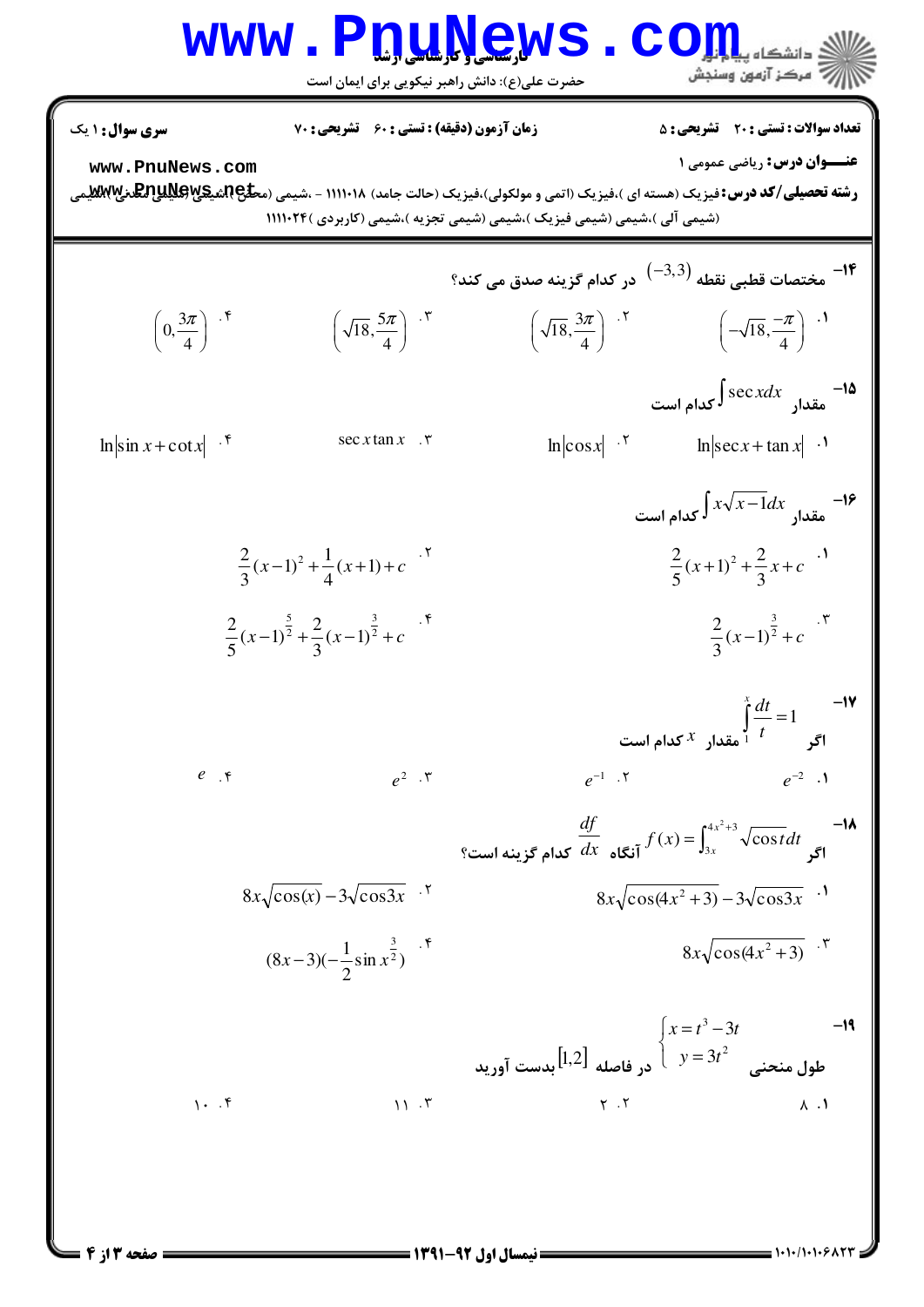سری سوال: ۱ یک | زمان آزمون (دقیقه): تستی: ۶۰ تشریحی: ۷۰ | تعداد سوالات: تستی: ۲۰ تشریحی: ۵

**عنـــوان درس:** ریاضی عمومی ۱

**رشته تحصیلی/کد درس:** فیزیک (هسته ای )،فیزیک (اتمی و مولکولی)،فیزیک (حالت جامد) ۱۱۱۱۰۱۸ - ،شیمی (محض )،شیمی (شیمی معدنی)،شیمی (شیمی آلی )،شیمی (شیمی فیزیک )،شیمی (شیمی تجزیه )،شیمی (کاربردی ) ۱۱۱۱۰۲۴

---

**۱۴-** مختصات قطبی نقطه $(-3,3)$ در کدام گزینه صدق می کند؟

۱. $\left(-\sqrt{18},\frac{-\pi}{4}\right)$

۲. $\left(\sqrt{18},\frac{3\pi}{4}\right)$

۳. $\left(\sqrt{18},\frac{5\pi}{4}\right)$

۴. $\left(0,\frac{3\pi}{4}\right)$

**۱۵-** مقدار $\int \sec x dx$ کدام است

۱. $\ln|\sec x+\tan x|$

۲. $\ln|\cos x|$

۳. $\sec x\tan x$

۴. $\ln|\sin x+\cot x|$

**۱۶-** مقدار $\int x\sqrt{x-1}dx$ کدام است

۱. $\frac{2}{5}(x+1)^2+\frac{2}{3}x+c$

۲. $\frac{2}{3}(x-1)^2+\frac{1}{4}(x+1)+c$

۳. $\frac{2}{3}(x-1)^{\frac{3}{2}}+c$

۴. $\frac{2}{5}(x-1)^{\frac{5}{2}}+\frac{2}{3}(x-1)^{\frac{3}{2}}+c$

**۱۷-** اگر $\int_1^x \frac{dt}{t}=1$ مقدار $x$ کدام است

۱. $e^{-2}$

۲. $e^{-1}$

۳. $e^{2}$

۴. $e$

**۱۸-** اگر $f(x)=\int_{3x}^{4x^2+3}\sqrt{\cos t}dt$ آنگاه $\frac{df}{dx}$ کدام گزینه است؟

۱. $8x\sqrt{\cos(4x^2+3)}-3\sqrt{\cos 3x}$

۲. $8x\sqrt{\cos(x)}-3\sqrt{\cos 3x}$

۳. $8x\sqrt{\cos(4x^2+3)}$

۴. $(8x-3)(-\frac{1}{2}\sin x^{\frac{3}{2}})$

**۱۹-** طول منحنی $\begin{cases} x=t^3-3t \\ y=3t^2 \end{cases}$ در فاصله $[1,2]$ بدست آورید

۱. ۸

۲. ۲

۳. ۱۱

۴. ۱۰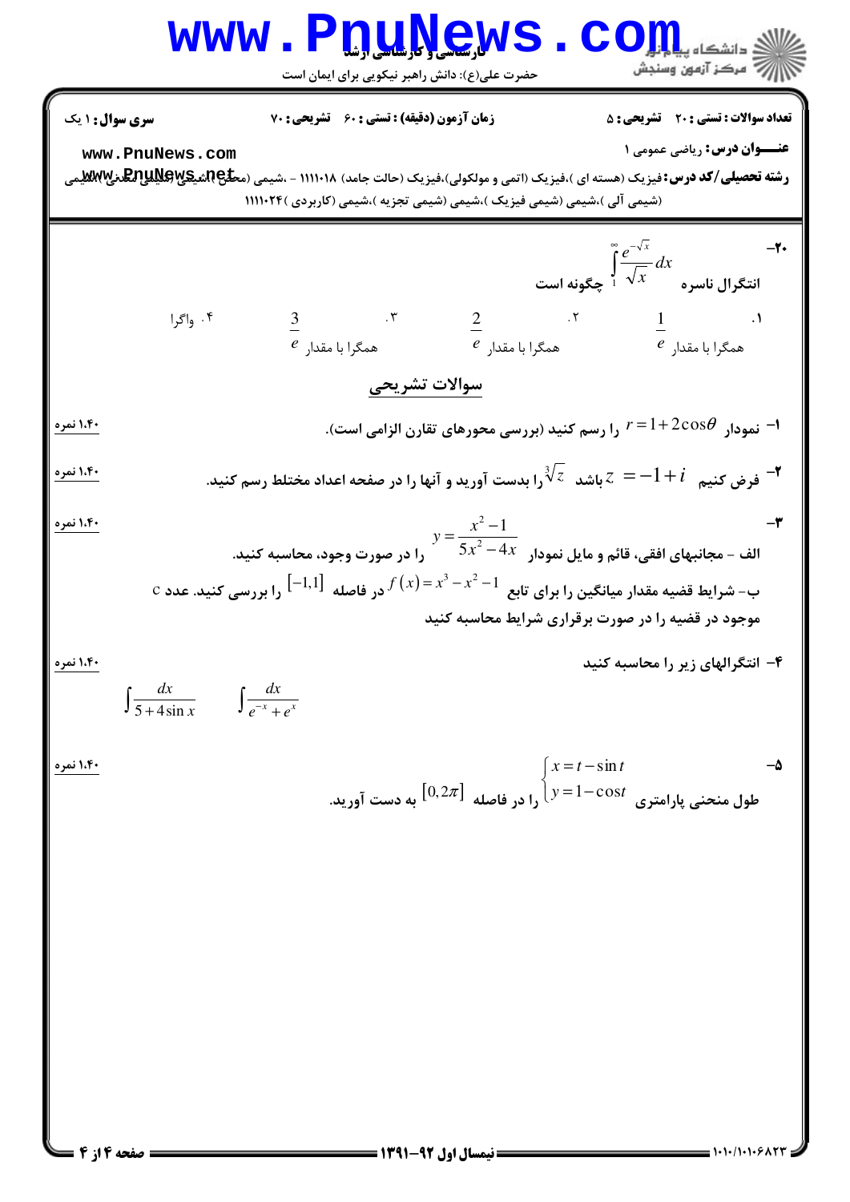**سری سوال:** ۱ یک

**زمان آزمون (دقیقه) : تستی : ۶۰ تشریحی : ۷۰**

**تعداد سوالات : تستی : ۲۰ تشریحی : ۵**

**عنـــوان درس:** ریاضی عمومی ۱

**رشته تحصیلی/کد درس:** فیزیک (هسته ای )،فیزیک (اتمی و مولکولی)،فیزیک (حالت جامد) ۱۱۱۱۰۱۸ - ،شیمی (محض )،شیمی (شیمی معدنی)،شیمی (شیمی آلی )،شیمی (شیمی فیزیک )،شیمی (شیمی تجزیه )،شیمی (کاربردی )۱۱۱۱۰۲۴

---

**۲۰-** انتگرال ناسره $\int_1^{\infty} \frac{e^{-\sqrt{x}}}{\sqrt{x}} dx$ چگونه است

۱. همگرا با مقدار $\frac{1}{e}$

۲. همگرا با مقدار $\frac{2}{e}$

۳. همگرا با مقدار $\frac{3}{e}$

۴. واگرا

## سوالات تشریحی

**۱-** نمودار $r = 1 + 2\cos\theta$ را رسم کنید (بررسی محورهای تقارن الزامی است). **۱،۴۰ نمره**

**۲-** فرض کنیم $z = -1 + i$ باشد $\sqrt[3]{z}$ را بدست آورید و آنها را در صفحه اعداد مختلط رسم کنید. **۱،۴۰ نمره**

**۳-** **۱،۴۰ نمره**

الف - مجانبهای افقی، قائم و مایل نمودار $y = \frac{x^2 - 1}{5x^2 - 4x}$ را در صورت وجود، محاسبه کنید.

ب- شرایط قضیه مقدار میانگین را برای تابع $f(x) = x^3 - x^2 - 1$ در فاصله $[-1,1]$ را بررسی کنید. عدد c موجود در قضیه را در صورت برقراری شرایط محاسبه کنید

**۴-** انتگرالهای زیر را محاسبه کنید **۱،۴۰ نمره**

$$\int \frac{dx}{e^{-x} + e^{x}} \qquad \int \frac{dx}{5 + 4\sin x}$$

**۵-** طول منحنی پارامتری $\begin{cases} x = t - \sin t \\ y = 1 - \cos t \end{cases}$ را در فاصله $[0, 2\pi]$ به دست آورید. **۱،۴۰ نمره**